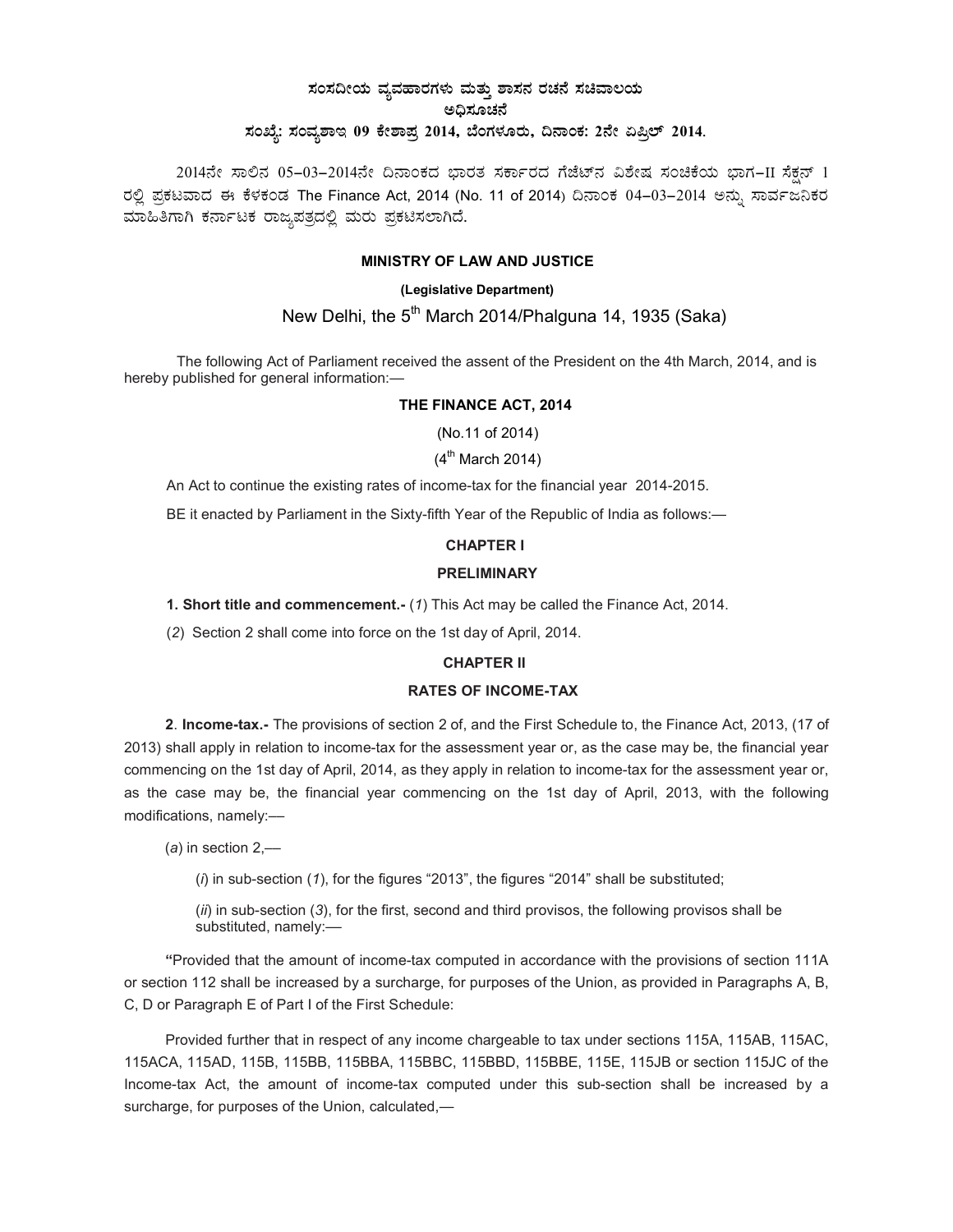**ಸಂಸದೀಯ ವ್ಯವಹಾರಗಳು ಮತ್ತು ಶಾಸನ ರಚನೆ ಸಚಿವಾಲಯ**

**ಅಧಿಸೂಚನೆ**

**ಸಂಖ್ಯೆ: ಸಂವ್ಯಶಾಇ 09 ಕೇಶಾಪ್ರ 2014, ಬೆಂಗಳೂರು, ದಿನಾಂಕ: 2ನೇ ಏಪ್ರಿಲ್ 2014.**

2014ನೇ ಸಾಲಿನ 05–03–2014ನೇ ದಿನಾಂಕದ ಭಾರತ ಸರ್ಕಾರದ ಗೆಜೆಟ್‌ನ ವಿಶೇಷ ಸಂಚಿಕೆಯ ಭಾಗ–II ಸೆಕ್ಷನ್ 1 ರಲ್ಲಿ ಪ್ರಕಟವಾದ ಈ ಕೆಳಕಂಡ The Finance Act, 2014 (No. 11 of 2014) ದಿನಾಂಕ 04–03–2014 ಅನ್ನು ಸಾರ್ವಜನಿಕರ ಮಾಹಿತಿಗಾಗಿ ಕರ್ನಾಟಕ ರಾಜ್ಯಪತ್ರದಲ್ಲಿ ಮರು ಪ್ರಕಟಿಸಲಾಗಿದೆ.

**MINISTRY OF LAW AND JUSTICE**

**(Legislative Department)**

New Delhi, the 5th March 2014/Phalguna 14, 1935 (Saka)

The following Act of Parliament received the assent of the President on the 4th March, 2014, and is hereby published for general information:—

**THE FINANCE ACT, 2014**

(No.11 of 2014)

(4th March 2014)

An Act to continue the existing rates of income-tax for the financial year 2014-2015.

BE it enacted by Parliament in the Sixty-fifth Year of the Republic of India as follows:—

**CHAPTER I**

**PRELIMINARY**

**1. Short title and commencement.-** (*1*) This Act may be called the Finance Act, 2014.

(*2*) Section 2 shall come into force on the 1st day of April, 2014.

**CHAPTER II**

**RATES OF INCOME-TAX**

**2**. **Income-tax.-** The provisions of section 2 of, and the First Schedule to, the Finance Act, 2013, (17 of 2013) shall apply in relation to income-tax for the assessment year or, as the case may be, the financial year commencing on the 1st day of April, 2014, as they apply in relation to income-tax for the assessment year or, as the case may be, the financial year commencing on the 1st day of April, 2013, with the following modifications, namely:—

(*a*) in section 2,—

(*i*) in sub-section (*1*), for the figures "2013", the figures "2014" shall be substituted;

(*ii*) in sub-section (*3*), for the first, second and third provisos, the following provisos shall be substituted, namely:—

"Provided that the amount of income-tax computed in accordance with the provisions of section 111A or section 112 shall be increased by a surcharge, for purposes of the Union, as provided in Paragraphs A, B, C, D or Paragraph E of Part I of the First Schedule:

Provided further that in respect of any income chargeable to tax under sections 115A, 115AB, 115AC, 115ACA, 115AD, 115B, 115BB, 115BBA, 115BBC, 115BBD, 115BBE, 115E, 115JB or section 115JC of the Income-tax Act, the amount of income-tax computed under this sub-section shall be increased by a surcharge, for purposes of the Union, calculated,—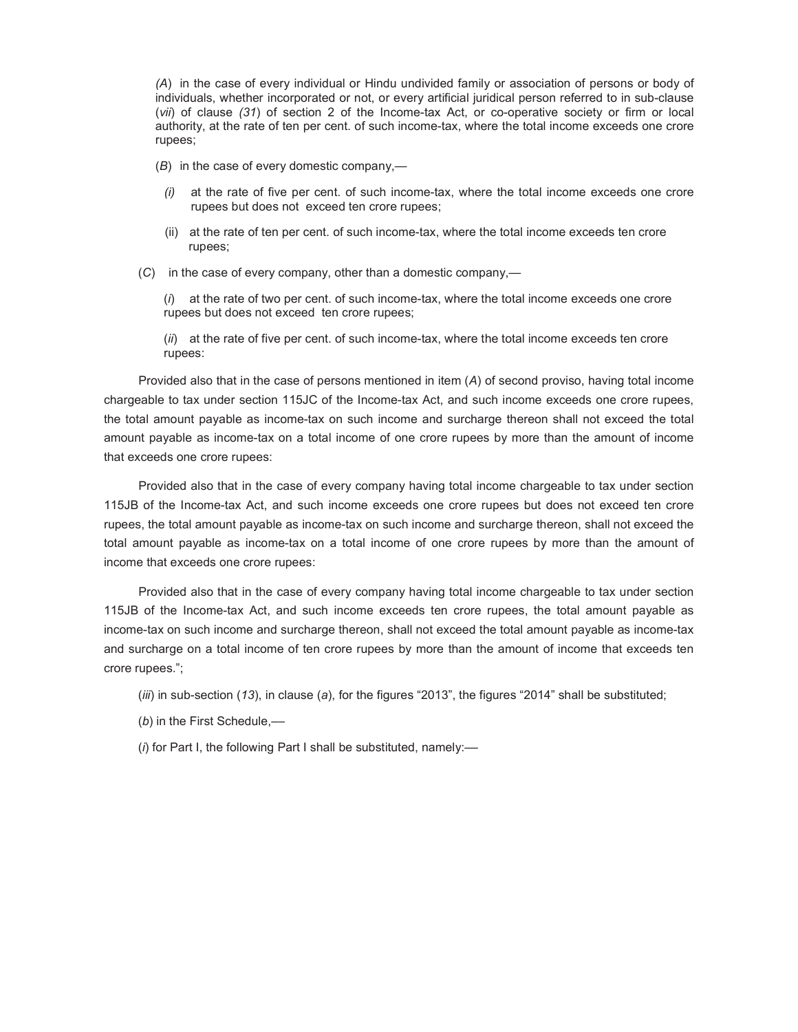(*A*) in the case of every individual or Hindu undivided family or association of persons or body of individuals, whether incorporated or not, or every artificial juridical person referred to in sub-clause (*vii*) of clause *(31*) of section 2 of the Income-tax Act, or co-operative society or firm or local authority, at the rate of ten per cent. of such income-tax, where the total income exceeds one crore rupees;

(*B*) in the case of every domestic company,—

*(i)* at the rate of five per cent. of such income-tax, where the total income exceeds one crore rupees but does not exceed ten crore rupees;

(ii) at the rate of ten per cent. of such income-tax, where the total income exceeds ten crore rupees;

(*C*) in the case of every company, other than a domestic company,—

(*i*) at the rate of two per cent. of such income-tax, where the total income exceeds one crore rupees but does not exceed ten crore rupees;

(*ii*) at the rate of five per cent. of such income-tax, where the total income exceeds ten crore rupees:

Provided also that in the case of persons mentioned in item (*A*) of second proviso, having total income chargeable to tax under section 115JC of the Income-tax Act, and such income exceeds one crore rupees, the total amount payable as income-tax on such income and surcharge thereon shall not exceed the total amount payable as income-tax on a total income of one crore rupees by more than the amount of income that exceeds one crore rupees:

Provided also that in the case of every company having total income chargeable to tax under section 115JB of the Income-tax Act, and such income exceeds one crore rupees but does not exceed ten crore rupees, the total amount payable as income-tax on such income and surcharge thereon, shall not exceed the total amount payable as income-tax on a total income of one crore rupees by more than the amount of income that exceeds one crore rupees:

Provided also that in the case of every company having total income chargeable to tax under section 115JB of the Income-tax Act, and such income exceeds ten crore rupees, the total amount payable as income-tax on such income and surcharge thereon, shall not exceed the total amount payable as income-tax and surcharge on a total income of ten crore rupees by more than the amount of income that exceeds ten crore rupees.";

(*iii*) in sub-section (*13*), in clause (*a*), for the figures "2013", the figures "2014" shall be substituted;

(*b*) in the First Schedule,—

(*i*) for Part I, the following Part I shall be substituted, namely:—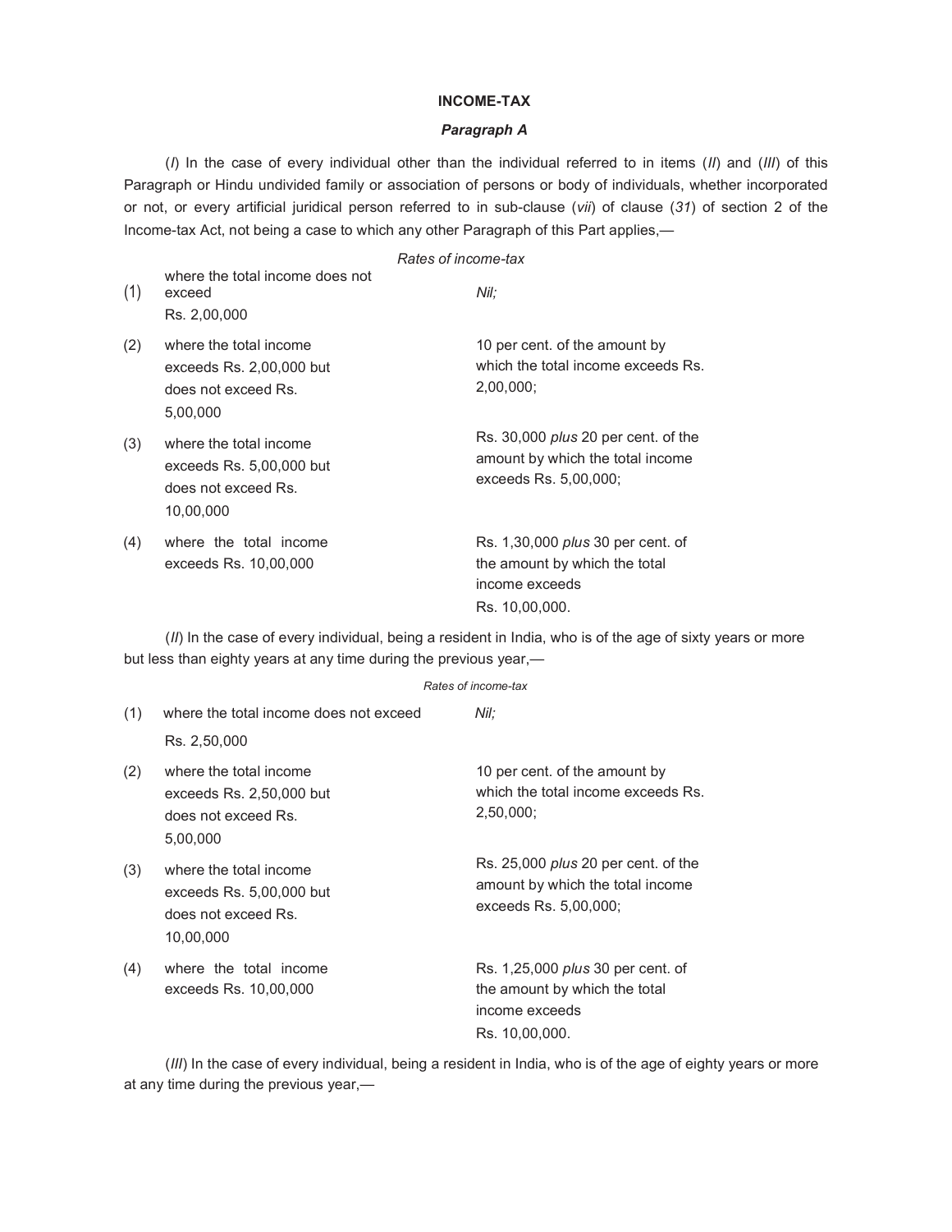## INCOME-TAX

### *Paragraph A*

(*I*) In the case of every individual other than the individual referred to in items (*II*) and (*III*) of this Paragraph or Hindu undivided family or association of persons or body of individuals, whether incorporated or not, or every artificial juridical person referred to in sub-clause (*vii*) of clause (*31*) of section 2 of the Income-tax Act, not being a case to which any other Paragraph of this Part applies,—

*Rates of income-tax*

| | | |
|---|---|---|
| (1) | where the total income does not exceed Rs. 2,00,000 | *Nil;* |
| (2) | where the total income exceeds Rs. 2,00,000 but does not exceed Rs. 5,00,000 | 10 per cent. of the amount by which the total income exceeds Rs. 2,00,000; |
| (3) | where the total income exceeds Rs. 5,00,000 but does not exceed Rs. 10,00,000 | Rs. 30,000 *plus* 20 per cent. of the amount by which the total income exceeds Rs. 5,00,000; |
| (4) | where the total income exceeds Rs. 10,00,000 | Rs. 1,30,000 *plus* 30 per cent. of the amount by which the total income exceeds Rs. 10,00,000. |

(*II*) In the case of every individual, being a resident in India, who is of the age of sixty years or more but less than eighty years at any time during the previous year,—

*Rates of income-tax*

| | | |
|---|---|---|
| (1) | where the total income does not exceed Rs. 2,50,000 | *Nil;* |
| (2) | where the total income exceeds Rs. 2,50,000 but does not exceed Rs. 5,00,000 | 10 per cent. of the amount by which the total income exceeds Rs. 2,50,000; |
| (3) | where the total income exceeds Rs. 5,00,000 but does not exceed Rs. 10,00,000 | Rs. 25,000 *plus* 20 per cent. of the amount by which the total income exceeds Rs. 5,00,000; |
| (4) | where the total income exceeds Rs. 10,00,000 | Rs. 1,25,000 *plus* 30 per cent. of the amount by which the total income exceeds Rs. 10,00,000. |

(*III*) In the case of every individual, being a resident in India, who is of the age of eighty years or more at any time during the previous year,—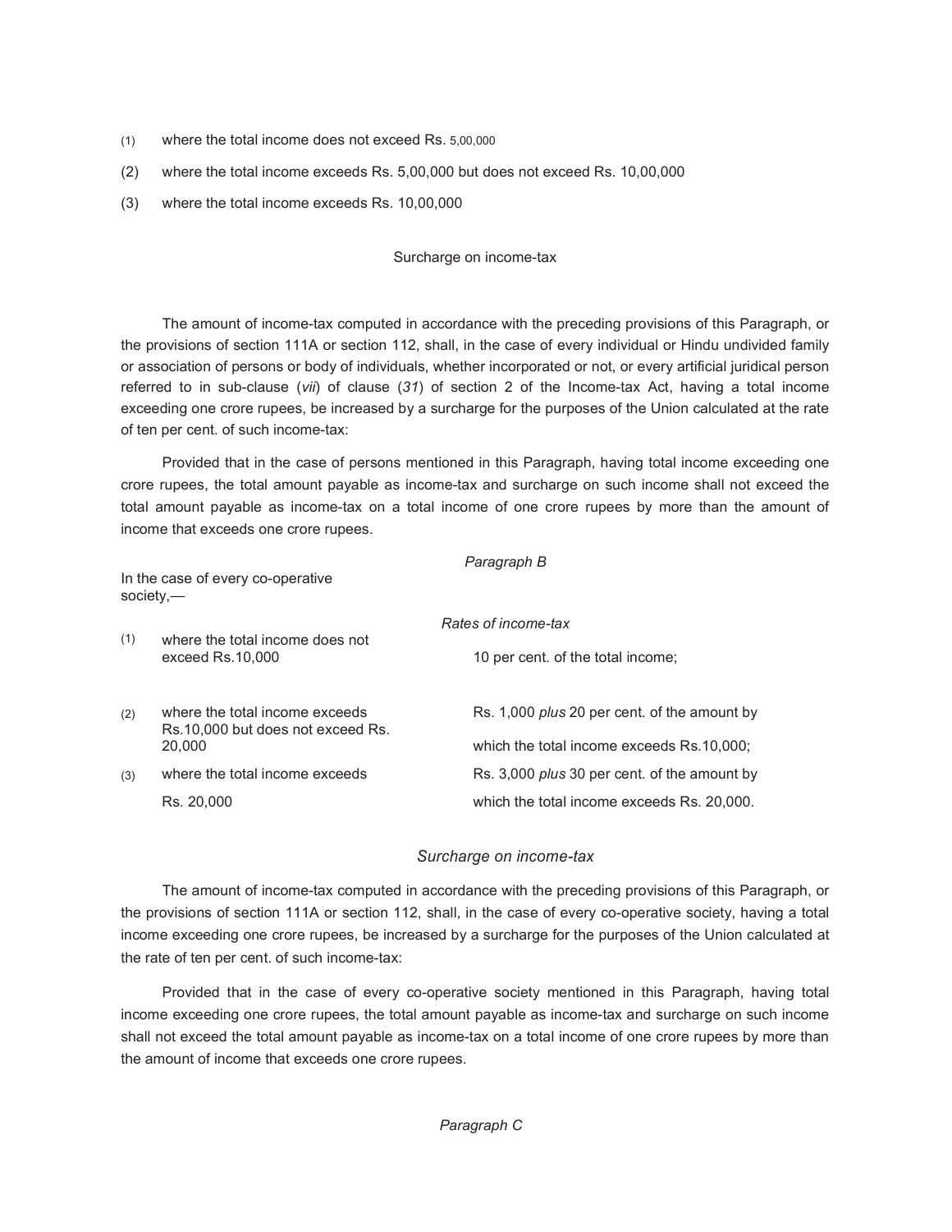(1) where the total income does not exceed Rs. 5,00,000

(2) where the total income exceeds Rs. 5,00,000 but does not exceed Rs. 10,00,000

(3) where the total income exceeds Rs. 10,00,000

Surcharge on income-tax

The amount of income-tax computed in accordance with the preceding provisions of this Paragraph, or the provisions of section 111A or section 112, shall, in the case of every individual or Hindu undivided family or association of persons or body of individuals, whether incorporated or not, or every artificial juridical person referred to in sub-clause (*vii*) of clause (*31*) of section 2 of the Income-tax Act, having a total income exceeding one crore rupees, be increased by a surcharge for the purposes of the Union calculated at the rate of ten per cent. of such income-tax:

Provided that in the case of persons mentioned in this Paragraph, having total income exceeding one crore rupees, the total amount payable as income-tax and surcharge on such income shall not exceed the total amount payable as income-tax on a total income of one crore rupees by more than the amount of income that exceeds one crore rupees.

*Paragraph B*

In the case of every co-operative society,—

*Rates of income-tax*

| | | |
|---|---|---|
| (1) | where the total income does not exceed Rs.10,000 | 10 per cent. of the total income; |
| (2) | where the total income exceeds Rs.10,000 but does not exceed Rs. 20,000 | Rs. 1,000 *plus* 20 per cent. of the amount by which the total income exceeds Rs.10,000; |
| (3) | where the total income exceeds Rs. 20,000 | Rs. 3,000 *plus* 30 per cent. of the amount by which the total income exceeds Rs. 20,000. |

*Surcharge on income-tax*

The amount of income-tax computed in accordance with the preceding provisions of this Paragraph, or the provisions of section 111A or section 112, shall, in the case of every co-operative society, having a total income exceeding one crore rupees, be increased by a surcharge for the purposes of the Union calculated at the rate of ten per cent. of such income-tax:

Provided that in the case of every co-operative society mentioned in this Paragraph, having total income exceeding one crore rupees, the total amount payable as income-tax and surcharge on such income shall not exceed the total amount payable as income-tax on a total income of one crore rupees by more than the amount of income that exceeds one crore rupees.

*Paragraph C*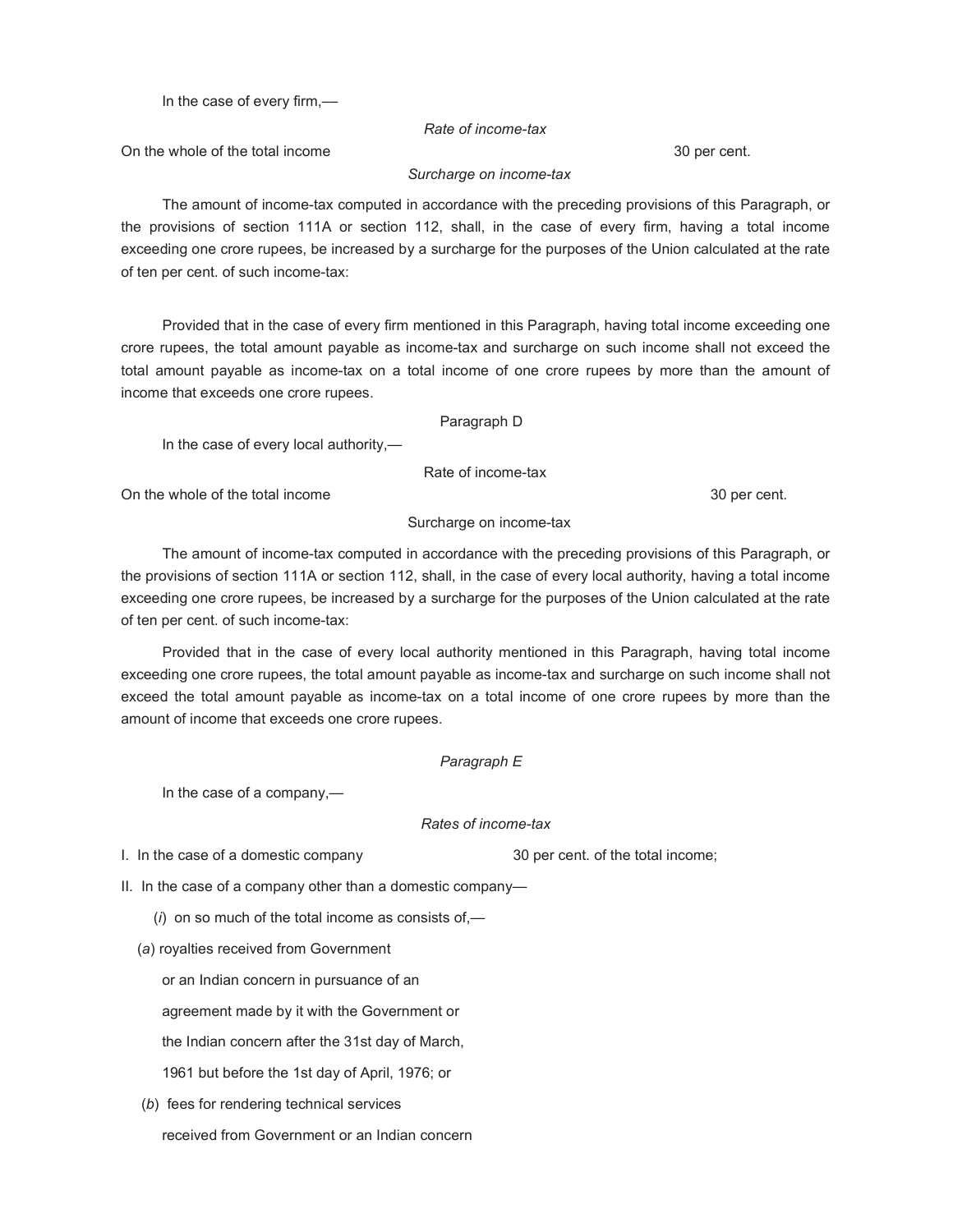In the case of every firm,—

*Rate of income-tax*

On the whole of the total income — 30 per cent.

*Surcharge on income-tax*

The amount of income-tax computed in accordance with the preceding provisions of this Paragraph, or the provisions of section 111A or section 112, shall, in the case of every firm, having a total income exceeding one crore rupees, be increased by a surcharge for the purposes of the Union calculated at the rate of ten per cent. of such income-tax:

Provided that in the case of every firm mentioned in this Paragraph, having total income exceeding one crore rupees, the total amount payable as income-tax and surcharge on such income shall not exceed the total amount payable as income-tax on a total income of one crore rupees by more than the amount of income that exceeds one crore rupees.

Paragraph D

In the case of every local authority,—

Rate of income-tax

On the whole of the total income — 30 per cent.

Surcharge on income-tax

The amount of income-tax computed in accordance with the preceding provisions of this Paragraph, or the provisions of section 111A or section 112, shall, in the case of every local authority, having a total income exceeding one crore rupees, be increased by a surcharge for the purposes of the Union calculated at the rate of ten per cent. of such income-tax:

Provided that in the case of every local authority mentioned in this Paragraph, having total income exceeding one crore rupees, the total amount payable as income-tax and surcharge on such income shall not exceed the total amount payable as income-tax on a total income of one crore rupees by more than the amount of income that exceeds one crore rupees.

*Paragraph E*

In the case of a company,—

*Rates of income-tax*

I. In the case of a domestic company — 30 per cent. of the total income;

II. In the case of a company other than a domestic company—

(*i*) on so much of the total income as consists of,—

(*a*) royalties received from Government or an Indian concern in pursuance of an agreement made by it with the Government or the Indian concern after the 31st day of March, 1961 but before the 1st day of April, 1976; or

(*b*) fees for rendering technical services received from Government or an Indian concern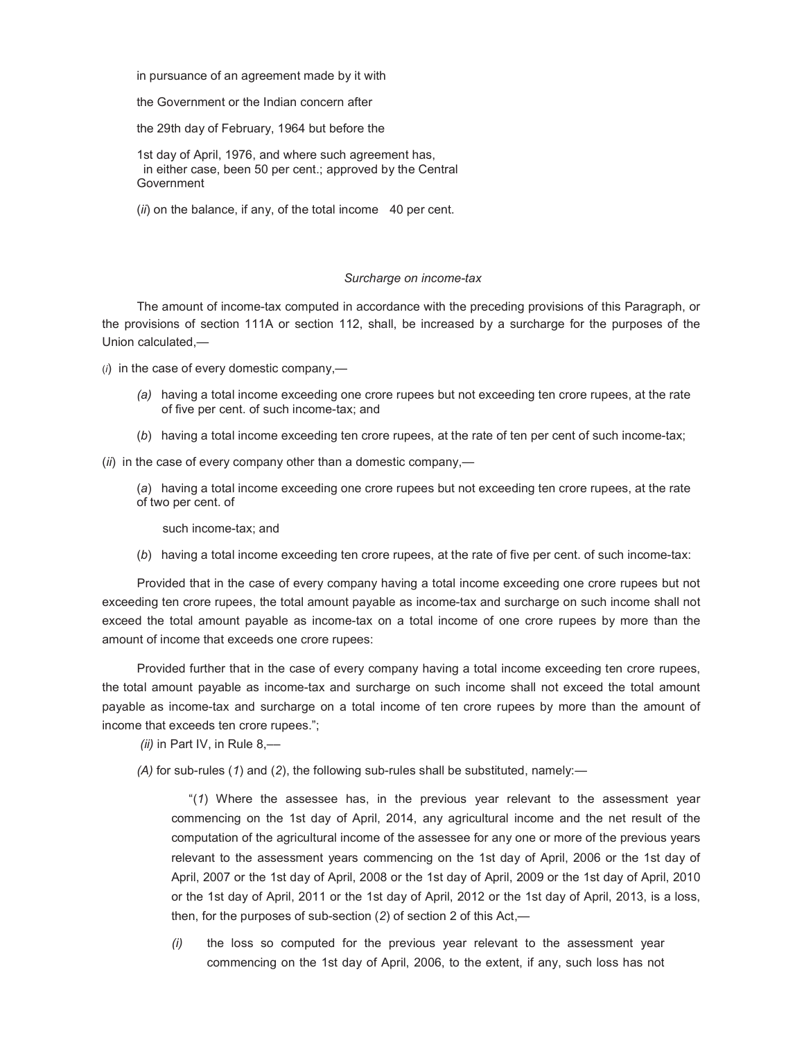in pursuance of an agreement made by it with

the Government or the Indian concern after

the 29th day of February, 1964 but before the

1st day of April, 1976, and where such agreement has, in either case, been 50 per cent.; approved by the Central Government

(*ii*) on the balance, if any, of the total income 40 per cent.

*Surcharge on income-tax*

The amount of income-tax computed in accordance with the preceding provisions of this Paragraph, or the provisions of section 111A or section 112, shall, be increased by a surcharge for the purposes of the Union calculated,—

(*i*) in the case of every domestic company,—

*(a)* having a total income exceeding one crore rupees but not exceeding ten crore rupees, at the rate of five per cent. of such income-tax; and

(*b*) having a total income exceeding ten crore rupees, at the rate of ten per cent of such income-tax;

(*ii*) in the case of every company other than a domestic company,—

(*a*) having a total income exceeding one crore rupees but not exceeding ten crore rupees, at the rate of two per cent. of such income-tax; and

(*b*) having a total income exceeding ten crore rupees, at the rate of five per cent. of such income-tax:

Provided that in the case of every company having a total income exceeding one crore rupees but not exceeding ten crore rupees, the total amount payable as income-tax and surcharge on such income shall not exceed the total amount payable as income-tax on a total income of one crore rupees by more than the amount of income that exceeds one crore rupees:

Provided further that in the case of every company having a total income exceeding ten crore rupees, the total amount payable as income-tax and surcharge on such income shall not exceed the total amount payable as income-tax and surcharge on a total income of ten crore rupees by more than the amount of income that exceeds ten crore rupees.";

*(ii)* in Part IV, in Rule 8,—

*(A)* for sub-rules (*1*) and (*2*), the following sub-rules shall be substituted, namely:—

"(*1*) Where the assessee has, in the previous year relevant to the assessment year commencing on the 1st day of April, 2014, any agricultural income and the net result of the computation of the agricultural income of the assessee for any one or more of the previous years relevant to the assessment years commencing on the 1st day of April, 2006 or the 1st day of April, 2007 or the 1st day of April, 2008 or the 1st day of April, 2009 or the 1st day of April, 2010 or the 1st day of April, 2011 or the 1st day of April, 2012 or the 1st day of April, 2013, is a loss, then, for the purposes of sub-section (*2*) of section 2 of this Act,—

*(i)* the loss so computed for the previous year relevant to the assessment year commencing on the 1st day of April, 2006, to the extent, if any, such loss has not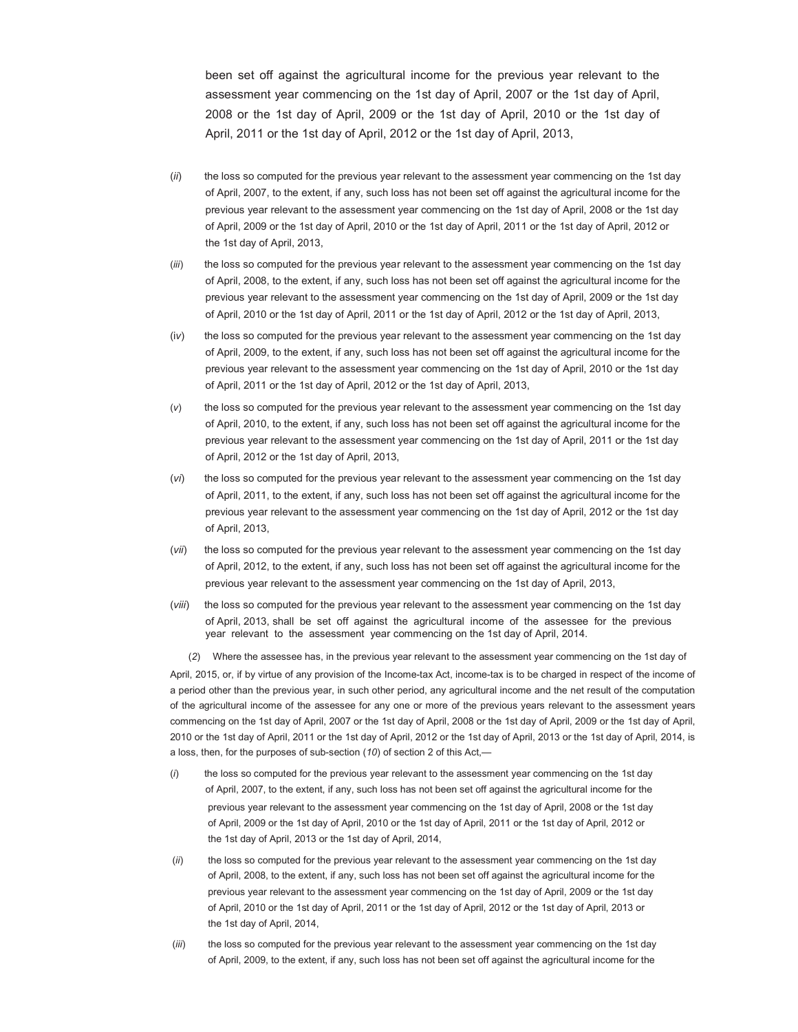been set off against the agricultural income for the previous year relevant to the assessment year commencing on the 1st day of April, 2007 or the 1st day of April, 2008 or the 1st day of April, 2009 or the 1st day of April, 2010 or the 1st day of April, 2011 or the 1st day of April, 2012 or the 1st day of April, 2013,

(*ii*) the loss so computed for the previous year relevant to the assessment year commencing on the 1st day of April, 2007, to the extent, if any, such loss has not been set off against the agricultural income for the previous year relevant to the assessment year commencing on the 1st day of April, 2008 or the 1st day of April, 2009 or the 1st day of April, 2010 or the 1st day of April, 2011 or the 1st day of April, 2012 or the 1st day of April, 2013,

(*iii*) the loss so computed for the previous year relevant to the assessment year commencing on the 1st day of April, 2008, to the extent, if any, such loss has not been set off against the agricultural income for the previous year relevant to the assessment year commencing on the 1st day of April, 2009 or the 1st day of April, 2010 or the 1st day of April, 2011 or the 1st day of April, 2012 or the 1st day of April, 2013,

(*iv*) the loss so computed for the previous year relevant to the assessment year commencing on the 1st day of April, 2009, to the extent, if any, such loss has not been set off against the agricultural income for the previous year relevant to the assessment year commencing on the 1st day of April, 2010 or the 1st day of April, 2011 or the 1st day of April, 2012 or the 1st day of April, 2013,

(*v*) the loss so computed for the previous year relevant to the assessment year commencing on the 1st day of April, 2010, to the extent, if any, such loss has not been set off against the agricultural income for the previous year relevant to the assessment year commencing on the 1st day of April, 2011 or the 1st day of April, 2012 or the 1st day of April, 2013,

(*vi*) the loss so computed for the previous year relevant to the assessment year commencing on the 1st day of April, 2011, to the extent, if any, such loss has not been set off against the agricultural income for the previous year relevant to the assessment year commencing on the 1st day of April, 2012 or the 1st day of April, 2013,

(*vii*) the loss so computed for the previous year relevant to the assessment year commencing on the 1st day of April, 2012, to the extent, if any, such loss has not been set off against the agricultural income for the previous year relevant to the assessment year commencing on the 1st day of April, 2013,

(*viii*) the loss so computed for the previous year relevant to the assessment year commencing on the 1st day of April, 2013, shall be set off against the agricultural income of the assessee for the previous year relevant to the assessment year commencing on the 1st day of April, 2014.

(*2*) Where the assessee has, in the previous year relevant to the assessment year commencing on the 1st day of April, 2015, or, if by virtue of any provision of the Income-tax Act, income-tax is to be charged in respect of the income of a period other than the previous year, in such other period, any agricultural income and the net result of the computation of the agricultural income of the assessee for any one or more of the previous years relevant to the assessment years commencing on the 1st day of April, 2007 or the 1st day of April, 2008 or the 1st day of April, 2009 or the 1st day of April, 2010 or the 1st day of April, 2011 or the 1st day of April, 2012 or the 1st day of April, 2013 or the 1st day of April, 2014, is a loss, then, for the purposes of sub-section (*10*) of section 2 of this Act,—

(*i*) the loss so computed for the previous year relevant to the assessment year commencing on the 1st day of April, 2007, to the extent, if any, such loss has not been set off against the agricultural income for the previous year relevant to the assessment year commencing on the 1st day of April, 2008 or the 1st day of April, 2009 or the 1st day of April, 2010 or the 1st day of April, 2011 or the 1st day of April, 2012 or the 1st day of April, 2013 or the 1st day of April, 2014,

(*ii*) the loss so computed for the previous year relevant to the assessment year commencing on the 1st day of April, 2008, to the extent, if any, such loss has not been set off against the agricultural income for the previous year relevant to the assessment year commencing on the 1st day of April, 2009 or the 1st day of April, 2010 or the 1st day of April, 2011 or the 1st day of April, 2012 or the 1st day of April, 2013 or the 1st day of April, 2014,

(*iii*) the loss so computed for the previous year relevant to the assessment year commencing on the 1st day of April, 2009, to the extent, if any, such loss has not been set off against the agricultural income for the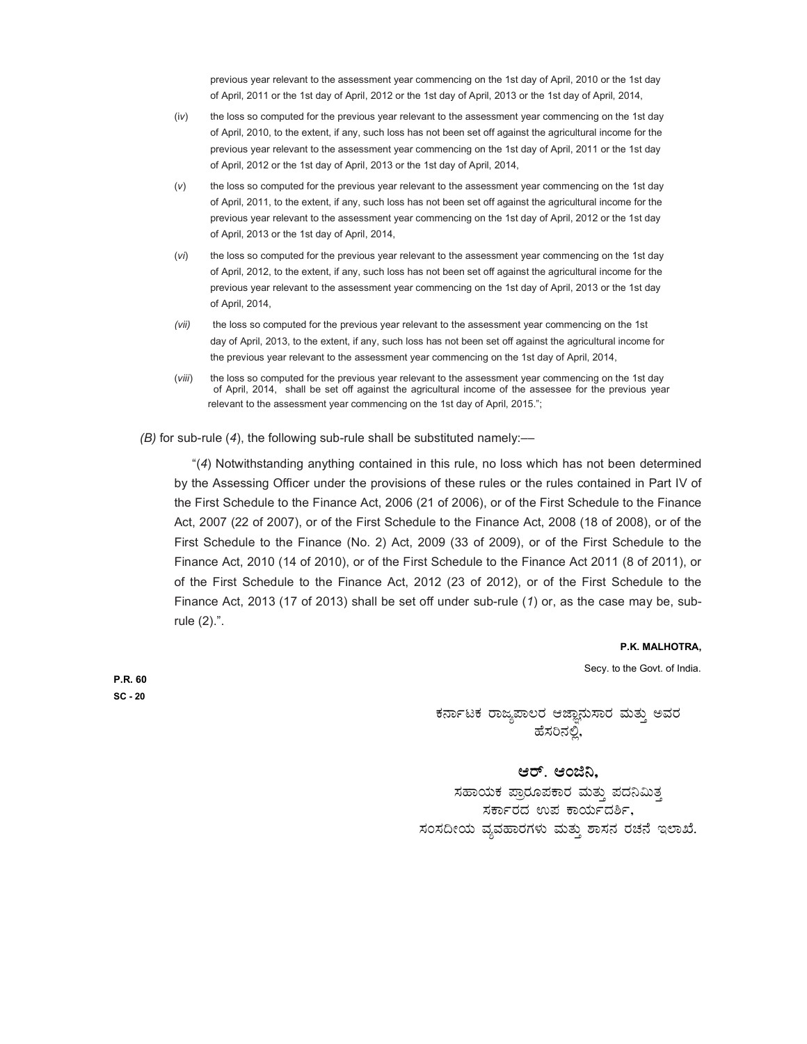previous year relevant to the assessment year commencing on the 1st day of April, 2010 or the 1st day of April, 2011 or the 1st day of April, 2012 or the 1st day of April, 2013 or the 1st day of April, 2014,

(*iv*) the loss so computed for the previous year relevant to the assessment year commencing on the 1st day of April, 2010, to the extent, if any, such loss has not been set off against the agricultural income for the previous year relevant to the assessment year commencing on the 1st day of April, 2011 or the 1st day of April, 2012 or the 1st day of April, 2013 or the 1st day of April, 2014,

(*v*) the loss so computed for the previous year relevant to the assessment year commencing on the 1st day of April, 2011, to the extent, if any, such loss has not been set off against the agricultural income for the previous year relevant to the assessment year commencing on the 1st day of April, 2012 or the 1st day of April, 2013 or the 1st day of April, 2014,

(*vi*) the loss so computed for the previous year relevant to the assessment year commencing on the 1st day of April, 2012, to the extent, if any, such loss has not been set off against the agricultural income for the previous year relevant to the assessment year commencing on the 1st day of April, 2013 or the 1st day of April, 2014,

*(vii)* the loss so computed for the previous year relevant to the assessment year commencing on the 1st day of April, 2013, to the extent, if any, such loss has not been set off against the agricultural income for the previous year relevant to the assessment year commencing on the 1st day of April, 2014,

(*viii*) the loss so computed for the previous year relevant to the assessment year commencing on the 1st day of April, 2014, shall be set off against the agricultural income of the assessee for the previous year relevant to the assessment year commencing on the 1st day of April, 2015.";

*(B)* for sub-rule (*4*), the following sub-rule shall be substituted namely:—

"(*4*) Notwithstanding anything contained in this rule, no loss which has not been determined by the Assessing Officer under the provisions of these rules or the rules contained in Part IV of the First Schedule to the Finance Act, 2006 (21 of 2006), or of the First Schedule to the Finance Act, 2007 (22 of 2007), or of the First Schedule to the Finance Act, 2008 (18 of 2008), or of the First Schedule to the Finance (No. 2) Act, 2009 (33 of 2009), or of the First Schedule to the Finance Act, 2010 (14 of 2010), or of the First Schedule to the Finance Act 2011 (8 of 2011), or of the First Schedule to the Finance Act, 2012 (23 of 2012), or of the First Schedule to the Finance Act, 2013 (17 of 2013) shall be set off under sub-rule (*1*) or, as the case may be, sub-rule (2).".

**P.K. MALHOTRA,**

Secy. to the Govt. of India.

**P.R. 60**
**SC - 20**

ಕರ್ನಾಟಕ ರಾಜ್ಯಪಾಲರ ಆಜ್ಞಾನುಸಾರ ಮತ್ತು ಅವರ ಹೆಸರಿನಲ್ಲಿ,

**ಆರ್. ಆಂಜಿನಿ,**

ಸಹಾಯಕ ಪ್ರಾರೂಪಕಾರ ಮತ್ತು ಪದನಿಮಿತ್ತ ಸರ್ಕಾರದ ಉಪ ಕಾರ್ಯದರ್ಶಿ,
ಸಂಸದೀಯ ವ್ಯವಹಾರಗಳು ಮತ್ತು ಶಾಸನ ರಚನೆ ಇಲಾಖೆ.